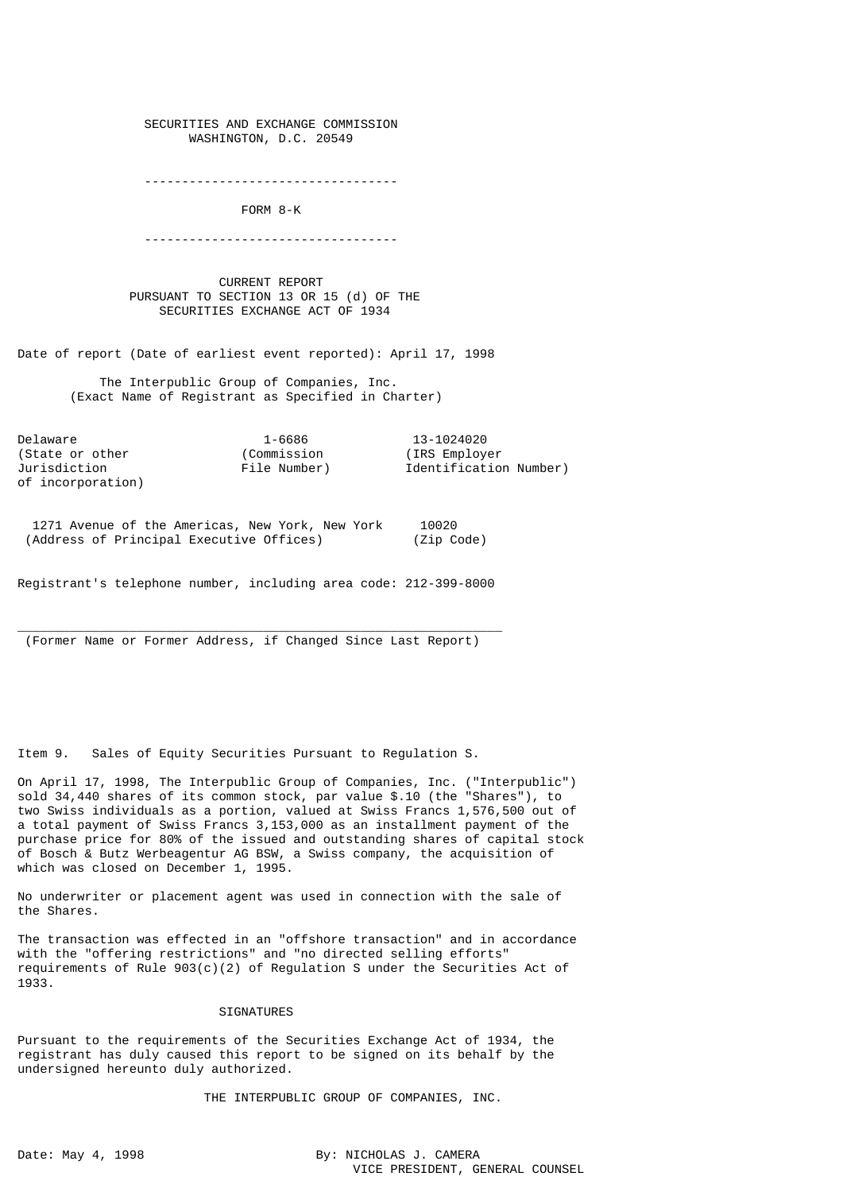SECURITIES AND EXCHANGE COMMISSION
WASHINGTON, D.C. 20549

---

FORM 8-K

---

CURRENT REPORT
PURSUANT TO SECTION 13 OR 15 (d) OF THE
SECURITIES EXCHANGE ACT OF 1934

Date of report (Date of earliest event reported): April 17, 1998

The Interpublic Group of Companies, Inc.
(Exact Name of Registrant as Specified in Charter)

| Delaware | 1-6686 | 13-1024020 |
|---|---|---|
| (State or other Jurisdiction of incorporation) | (Commission File Number) | (IRS Employer Identification Number) |

| 1271 Avenue of the Americas, New York, New York | 10020 |
|---|---|
| (Address of Principal Executive Offices) | (Zip Code) |

Registrant's telephone number, including area code: 212-399-8000

\_\_\_\_\_\_\_\_\_\_\_\_\_\_\_\_\_\_\_\_\_\_\_\_\_\_\_\_\_\_\_\_\_\_\_\_\_\_\_\_\_\_\_\_\_\_\_\_\_\_\_\_\_\_\_\_\_\_\_\_\_\_
(Former Name or Former Address, if Changed Since Last Report)

Item 9. Sales of Equity Securities Pursuant to Regulation S.

On April 17, 1998, The Interpublic Group of Companies, Inc. ("Interpublic") sold 34,440 shares of its common stock, par value $.10 (the "Shares"), to two Swiss individuals as a portion, valued at Swiss Francs 1,576,500 out of a total payment of Swiss Francs 3,153,000 as an installment payment of the purchase price for 80% of the issued and outstanding shares of capital stock of Bosch & Butz Werbeagentur AG BSW, a Swiss company, the acquisition of which was closed on December 1, 1995.

No underwriter or placement agent was used in connection with the sale of the Shares.

The transaction was effected in an "offshore transaction" and in accordance with the "offering restrictions" and "no directed selling efforts" requirements of Rule 903(c)(2) of Regulation S under the Securities Act of 1933.

SIGNATURES

Pursuant to the requirements of the Securities Exchange Act of 1934, the registrant has duly caused this report to be signed on its behalf by the undersigned hereunto duly authorized.

THE INTERPUBLIC GROUP OF COMPANIES, INC.

Date: May 4, 1998

By: NICHOLAS J. CAMERA
VICE PRESIDENT, GENERAL COUNSEL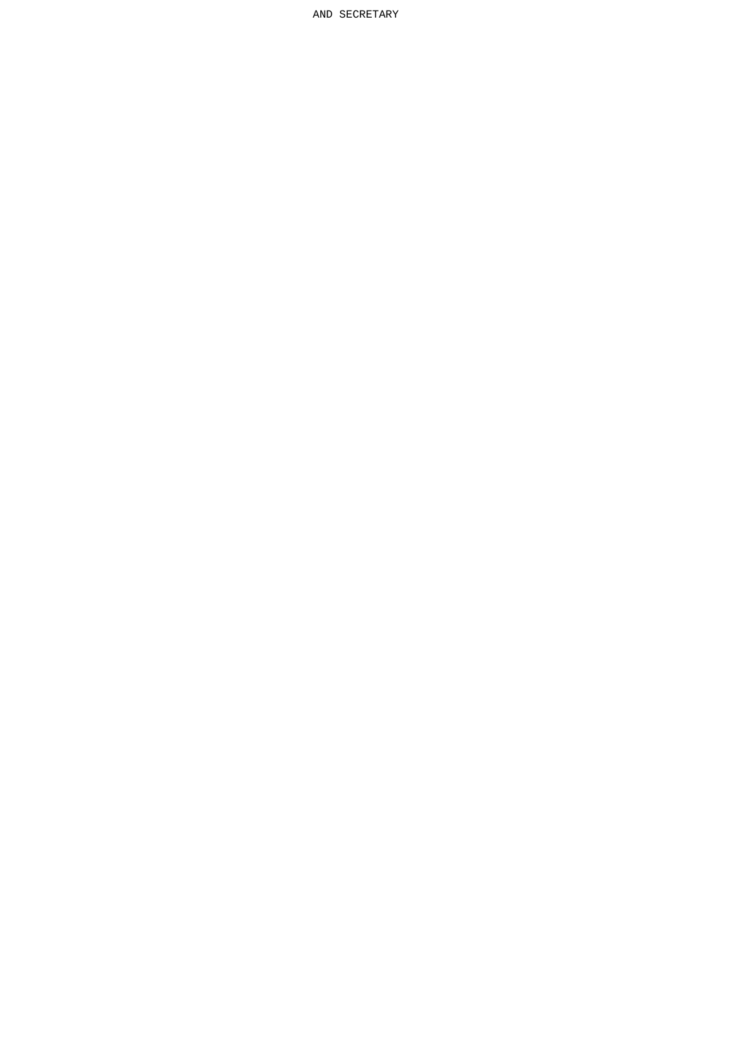AND SECRETARY